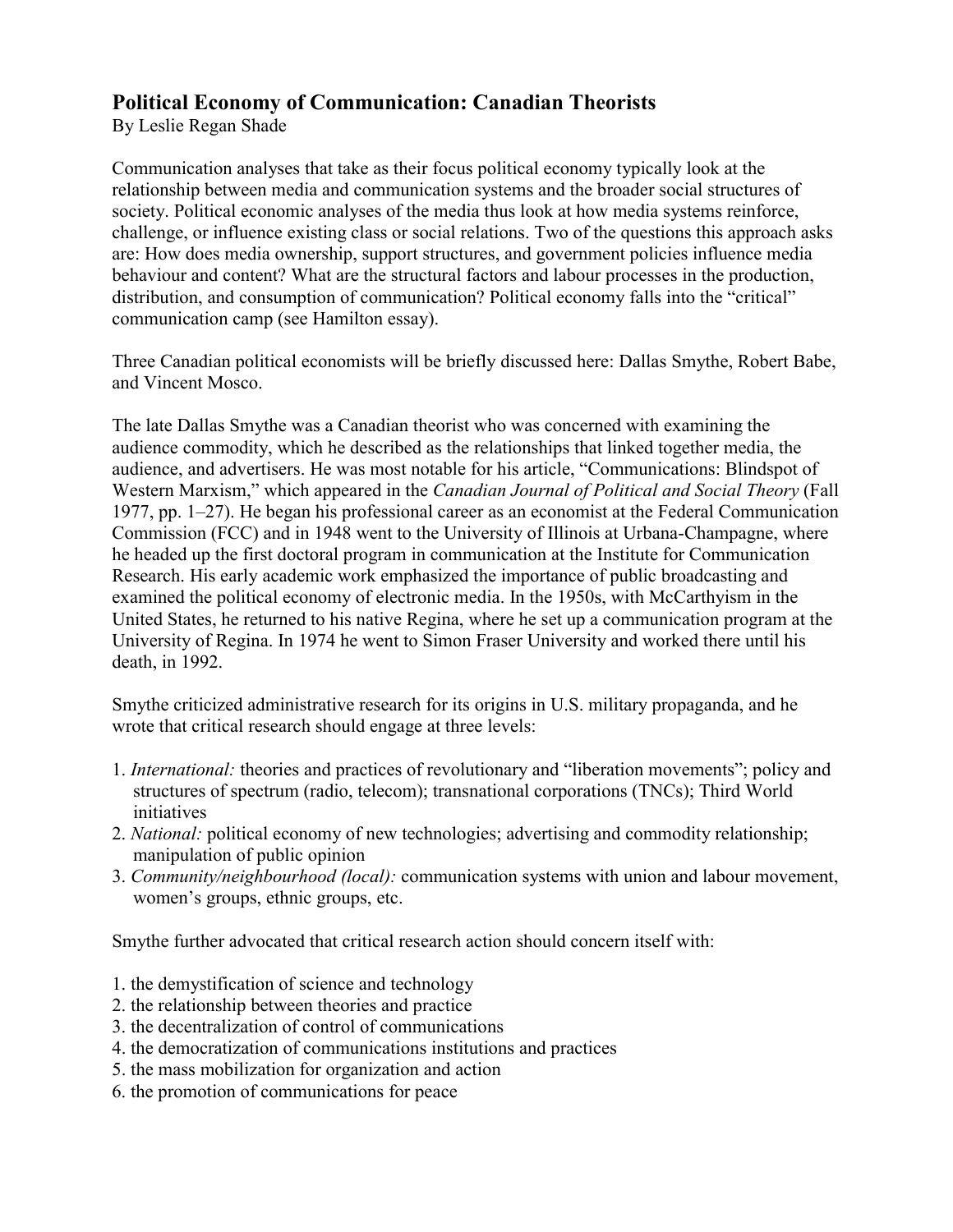# Political Economy of Communication: Canadian Theorists

By Leslie Regan Shade

Communication analyses that take as their focus political economy typically look at the relationship between media and communication systems and the broader social structures of society. Political economic analyses of the media thus look at how media systems reinforce, challenge, or influence existing class or social relations. Two of the questions this approach asks are: How does media ownership, support structures, and government policies influence media behaviour and content? What are the structural factors and labour processes in the production, distribution, and consumption of communication? Political economy falls into the "critical" communication camp (see Hamilton essay).

Three Canadian political economists will be briefly discussed here: Dallas Smythe, Robert Babe, and Vincent Mosco.

The late Dallas Smythe was a Canadian theorist who was concerned with examining the audience commodity, which he described as the relationships that linked together media, the audience, and advertisers. He was most notable for his article, "Communications: Blindspot of Western Marxism," which appeared in the *Canadian Journal of Political and Social Theory* (Fall 1977, pp. 1–27). He began his professional career as an economist at the Federal Communication Commission (FCC) and in 1948 went to the University of Illinois at Urbana-Champagne, where he headed up the first doctoral program in communication at the Institute for Communication Research. His early academic work emphasized the importance of public broadcasting and examined the political economy of electronic media. In the 1950s, with McCarthyism in the United States, he returned to his native Regina, where he set up a communication program at the University of Regina. In 1974 he went to Simon Fraser University and worked there until his death, in 1992.

Smythe criticized administrative research for its origins in U.S. military propaganda, and he wrote that critical research should engage at three levels:

1. *International:* theories and practices of revolutionary and "liberation movements"; policy and structures of spectrum (radio, telecom); transnational corporations (TNCs); Third World initiatives
2. *National:* political economy of new technologies; advertising and commodity relationship; manipulation of public opinion
3. *Community/neighbourhood (local):* communication systems with union and labour movement, women's groups, ethnic groups, etc.

Smythe further advocated that critical research action should concern itself with:

1. the demystification of science and technology
2. the relationship between theories and practice
3. the decentralization of control of communications
4. the democratization of communications institutions and practices
5. the mass mobilization for organization and action
6. the promotion of communications for peace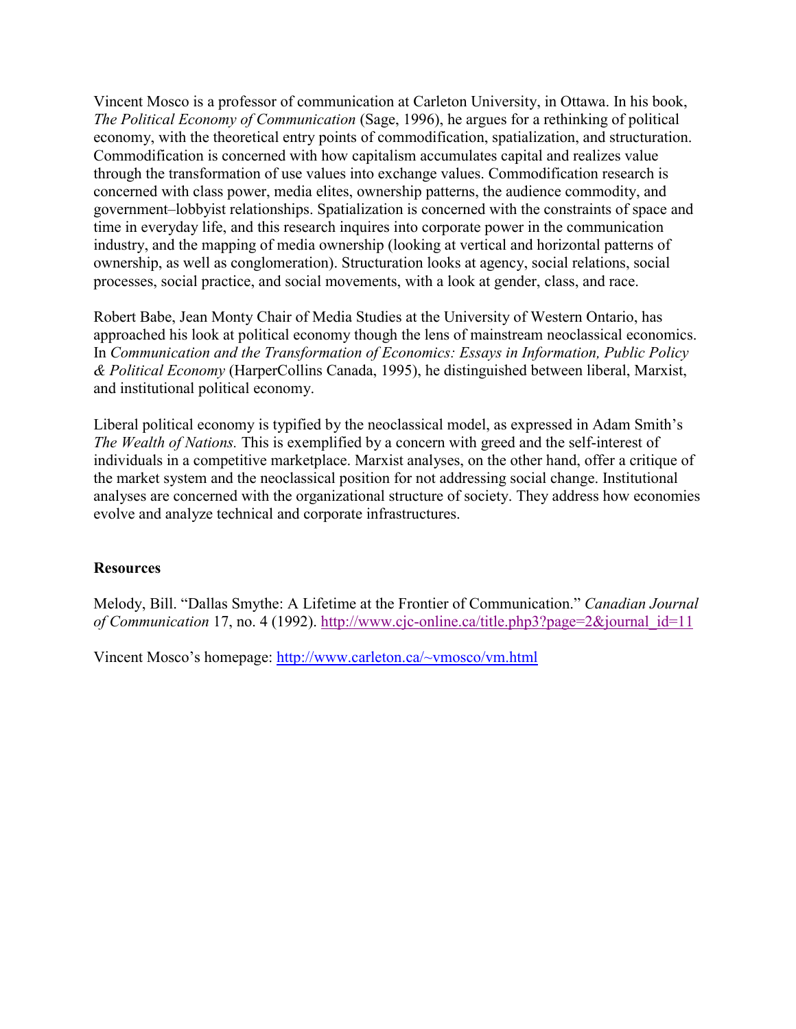Vincent Mosco is a professor of communication at Carleton University, in Ottawa. In his book, *The Political Economy of Communication* (Sage, 1996), he argues for a rethinking of political economy, with the theoretical entry points of commodification, spatialization, and structuration. Commodification is concerned with how capitalism accumulates capital and realizes value through the transformation of use values into exchange values. Commodification research is concerned with class power, media elites, ownership patterns, the audience commodity, and government–lobbyist relationships. Spatialization is concerned with the constraints of space and time in everyday life, and this research inquires into corporate power in the communication industry, and the mapping of media ownership (looking at vertical and horizontal patterns of ownership, as well as conglomeration). Structuration looks at agency, social relations, social processes, social practice, and social movements, with a look at gender, class, and race.

Robert Babe, Jean Monty Chair of Media Studies at the University of Western Ontario, has approached his look at political economy though the lens of mainstream neoclassical economics. In *Communication and the Transformation of Economics: Essays in Information, Public Policy & Political Economy* (HarperCollins Canada, 1995), he distinguished between liberal, Marxist, and institutional political economy.

Liberal political economy is typified by the neoclassical model, as expressed in Adam Smith's *The Wealth of Nations.* This is exemplified by a concern with greed and the self-interest of individuals in a competitive marketplace. Marxist analyses, on the other hand, offer a critique of the market system and the neoclassical position for not addressing social change. Institutional analyses are concerned with the organizational structure of society. They address how economies evolve and analyze technical and corporate infrastructures.

**Resources**

Melody, Bill. "Dallas Smythe: A Lifetime at the Frontier of Communication." *Canadian Journal of Communication* 17, no. 4 (1992). http://www.cjc-online.ca/title.php3?page=2&journal_id=11

Vincent Mosco's homepage: http://www.carleton.ca/~vmosco/vm.html